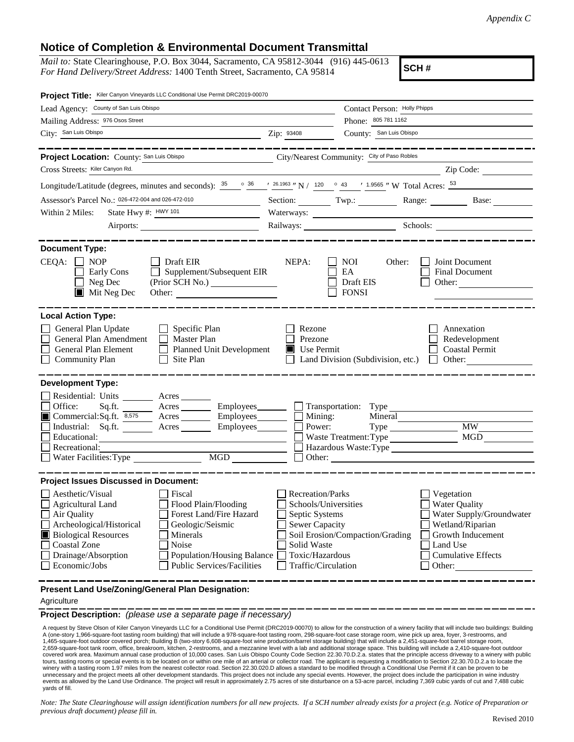*Appendix C*

# Notice of Completion & Environmental Document Transmittal

*Mail to:* State Clearinghouse, P.O. Box 3044, Sacramento, CA 95812-3044 (916) 445-0613
*For Hand Delivery/Street Address:* 1400 Tenth Street, Sacramento, CA 95814

**SCH #**

**Project Title:** Kiler Canyon Vineyards LLC Conditional Use Permit DRC2019-00070

Lead Agency: County of San Luis Obispo
Contact Person: Holly Phipps
Mailing Address: 976 Osos Street
Phone: 805 781 1162
City: San Luis Obispo
Zip: 93408
County: San Luis Obispo

**Project Location:** County: San Luis Obispo
City/Nearest Community: City of Paso Robles
Cross Streets: Kiler Canyon Rd.
Zip Code:

Longitude/Latitude (degrees, minutes and seconds): 35 ° 36 ′ 26.1963 ″ N / 120 ° 43 ′ 1.9565 ″ W Total Acres: 53

Assessor's Parcel No.: 026-472-004 and 026-472-010
Section: Twp.: Range: Base:

Within 2 Miles: State Hwy #: HWY 101
Waterways:
Airports:
Railways:
Schools:

**Document Type:**

CEQA: ☐ NOP ☐ Early Cons ☐ Neg Dec ☒ Mit Neg Dec ☐ Draft EIR ☐ Supplement/Subsequent EIR (Prior SCH No.) Other:

NEPA: ☐ NOI ☐ EA ☐ Draft EIS ☐ FONSI

Other: ☐ Joint Document ☐ Final Document ☐ Other:

**Local Action Type:**

- ☐ General Plan Update
- ☐ General Plan Amendment
- ☐ General Plan Element
- ☐ Community Plan
- ☐ Specific Plan
- ☐ Master Plan
- ☐ Planned Unit Development
- ☐ Site Plan
- ☐ Rezone
- ☐ Prezone
- ☒ Use Permit
- ☐ Land Division (Subdivision, etc.)
- ☐ Annexation
- ☐ Redevelopment
- ☐ Coastal Permit
- ☐ Other:

**Development Type:**

- ☐ Residential: Units Acres
- ☐ Office: Sq.ft. Acres Employees
- ☒ Commercial: Sq.ft. 8,575 Acres Employees
- ☐ Industrial: Sq.ft. Acres Employees
- ☐ Educational:
- ☐ Recreational:
- ☐ Water Facilities: Type MGD
- ☐ Transportation: Type
- ☐ Mining: Mineral
- ☐ Power: Type MW
- ☐ Waste Treatment: Type MGD
- ☐ Hazardous Waste: Type
- ☐ Other:

**Project Issues Discussed in Document:**

- ☐ Aesthetic/Visual
- ☐ Agricultural Land
- ☐ Air Quality
- ☐ Archeological/Historical
- ☒ Biological Resources
- ☐ Coastal Zone
- ☐ Drainage/Absorption
- ☐ Economic/Jobs
- ☐ Fiscal
- ☐ Flood Plain/Flooding
- ☐ Forest Land/Fire Hazard
- ☐ Geologic/Seismic
- ☐ Minerals
- ☐ Noise
- ☐ Population/Housing Balance
- ☐ Public Services/Facilities
- ☐ Recreation/Parks
- ☐ Schools/Universities
- ☐ Septic Systems
- ☐ Sewer Capacity
- ☐ Soil Erosion/Compaction/Grading
- ☐ Solid Waste
- ☐ Toxic/Hazardous
- ☐ Traffic/Circulation
- ☐ Vegetation
- ☐ Water Quality
- ☐ Water Supply/Groundwater
- ☐ Wetland/Riparian
- ☐ Growth Inducement
- ☐ Land Use
- ☐ Cumulative Effects
- ☐ Other:

**Present Land Use/Zoning/General Plan Designation:**

Agriculture

**Project Description:** *(please use a separate page if necessary)*

A request by Steve Olson of Kiler Canyon Vineyards LLC for a Conditional Use Permit (DRC2019-00070) to allow for the construction of a winery facility that will include two buildings: Building A (one-story 1,966-square-foot tasting room building) that will include a 978-square-foot tasting room, 298-square-foot case storage room, wine pick up area, foyer, 3-restrooms, and 1,465-square-foot outdoor covered porch; Building B (two-story 6,608-square-foot wine production/barrel storage building) that will include a 2,451-square-foot barrel storage room, 2,659-square-foot tank room, office, breakroom, kitchen, 2-restrooms, and a mezzanine level with a lab and additional storage space. This building will include a 2,410-square-foot outdoor covered work area. Maximum annual case production of 10,000 cases. San Luis Obispo County Code Section 22.30.70.D.2.a. states that the principle access driveway to a winery with public tours, tasting rooms or special events is to be located on or within one mile of an arterial or collector road. The applicant is requesting a modification to Section 22.30.70.D.2.a to locate the winery with a tasting room 1.97 miles from the nearest collector road. Section 22.30.020.D allows a standard to be modified through a Conditional Use Permit if it can be proven to be unnecessary and the project meets all other development standards. This project does not include any special events. However, the project does include the participation in wine industry events as allowed by the Land Use Ordinance. The project will result in approximately 2.75 acres of site disturbance on a 53-acre parcel, including 7,369 cubic yards of cut and 7,488 cubic yards of fill.

*Note: The State Clearinghouse will assign identification numbers for all new projects. If a SCH number already exists for a project (e.g. Notice of Preparation or previous draft document) please fill in.*

Revised 2010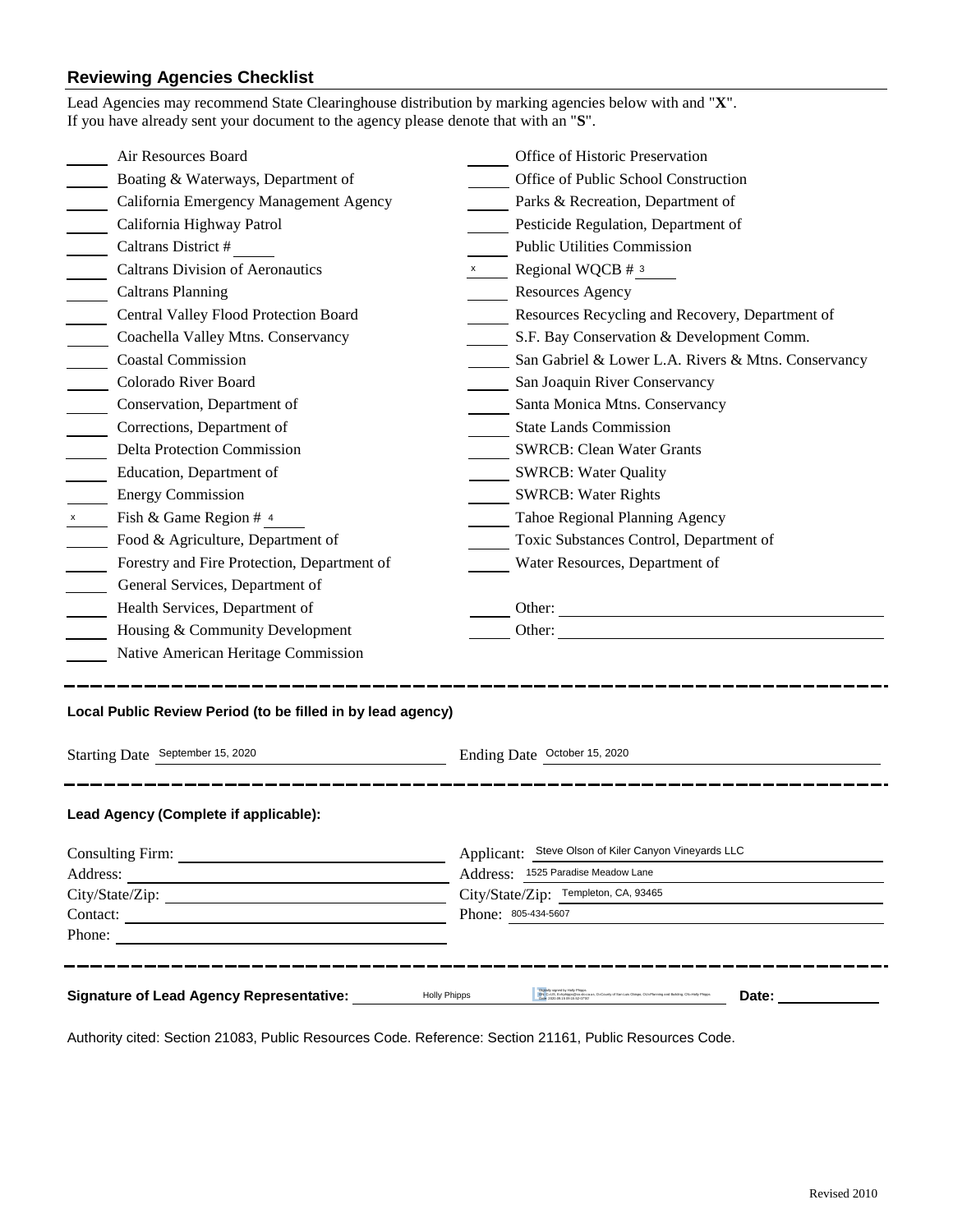## Reviewing Agencies Checklist

Lead Agencies may recommend State Clearinghouse distribution by marking agencies below with and "**X**".
If you have already sent your document to the agency please denote that with an "**S**".

| | | | |
|---|---|---|---|
| | Air Resources Board | | Office of Historic Preservation |
| | Boating & Waterways, Department of | | Office of Public School Construction |
| | California Emergency Management Agency | | Parks & Recreation, Department of |
| | California Highway Patrol | | Pesticide Regulation, Department of |
| | Caltrans District # | | Public Utilities Commission |
| | Caltrans Division of Aeronautics | x | Regional WQCB # 3 |
| | Caltrans Planning | | Resources Agency |
| | Central Valley Flood Protection Board | | Resources Recycling and Recovery, Department of |
| | Coachella Valley Mtns. Conservancy | | S.F. Bay Conservation & Development Comm. |
| | Coastal Commission | | San Gabriel & Lower L.A. Rivers & Mtns. Conservancy |
| | Colorado River Board | | San Joaquin River Conservancy |
| | Conservation, Department of | | Santa Monica Mtns. Conservancy |
| | Corrections, Department of | | State Lands Commission |
| | Delta Protection Commission | | SWRCB: Clean Water Grants |
| | Education, Department of | | SWRCB: Water Quality |
| | Energy Commission | | SWRCB: Water Rights |
| x | Fish & Game Region # 4 | | Tahoe Regional Planning Agency |
| | Food & Agriculture, Department of | | Toxic Substances Control, Department of |
| | Forestry and Fire Protection, Department of | | Water Resources, Department of |
| | General Services, Department of | | |
| | Health Services, Department of | | Other: |
| | Housing & Community Development | | Other: |
| | Native American Heritage Commission | | |

---

**Local Public Review Period (to be filled in by lead agency)**

Starting Date September 15, 2020 Ending Date October 15, 2020

---

**Lead Agency (Complete if applicable):**

Consulting Firm:
Address:
City/State/Zip:
Contact:
Phone:

Applicant: Steve Olson of Kiler Canyon Vineyards LLC
Address: 1525 Paradise Meadow Lane
City/State/Zip: Templeton, CA, 93465
Phone: 805-434-5607

---

**Signature of Lead Agency Representative:** Holly Phipps **Date:**

Authority cited: Section 21083, Public Resources Code. Reference: Section 21161, Public Resources Code.

Revised 2010